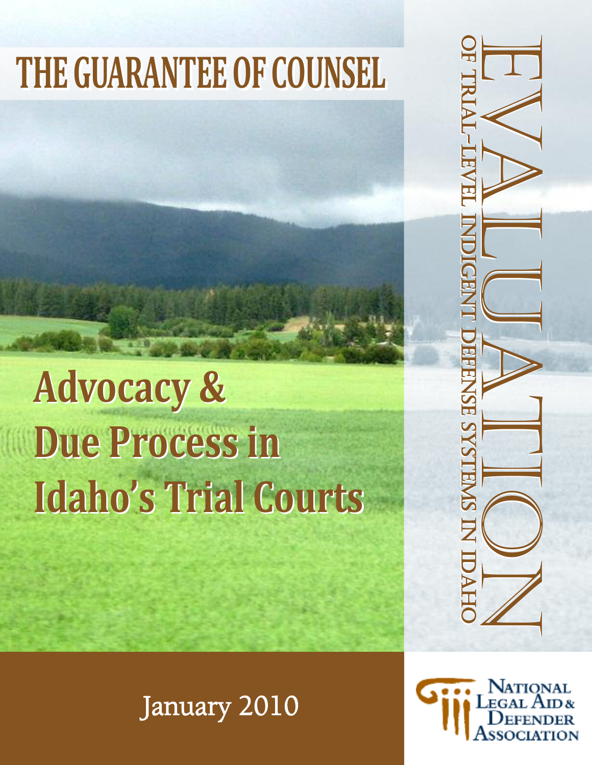# THE GUARANTEE OF COUNSEL

## Advocacy & Due Process in Idaho's Trial Courts

EVALUATION

OF TRIAL-LEVEL INDIGENT DEFENSE SYSTEMS IN IDAHO

January 2010

National Legal Aid & Defender Association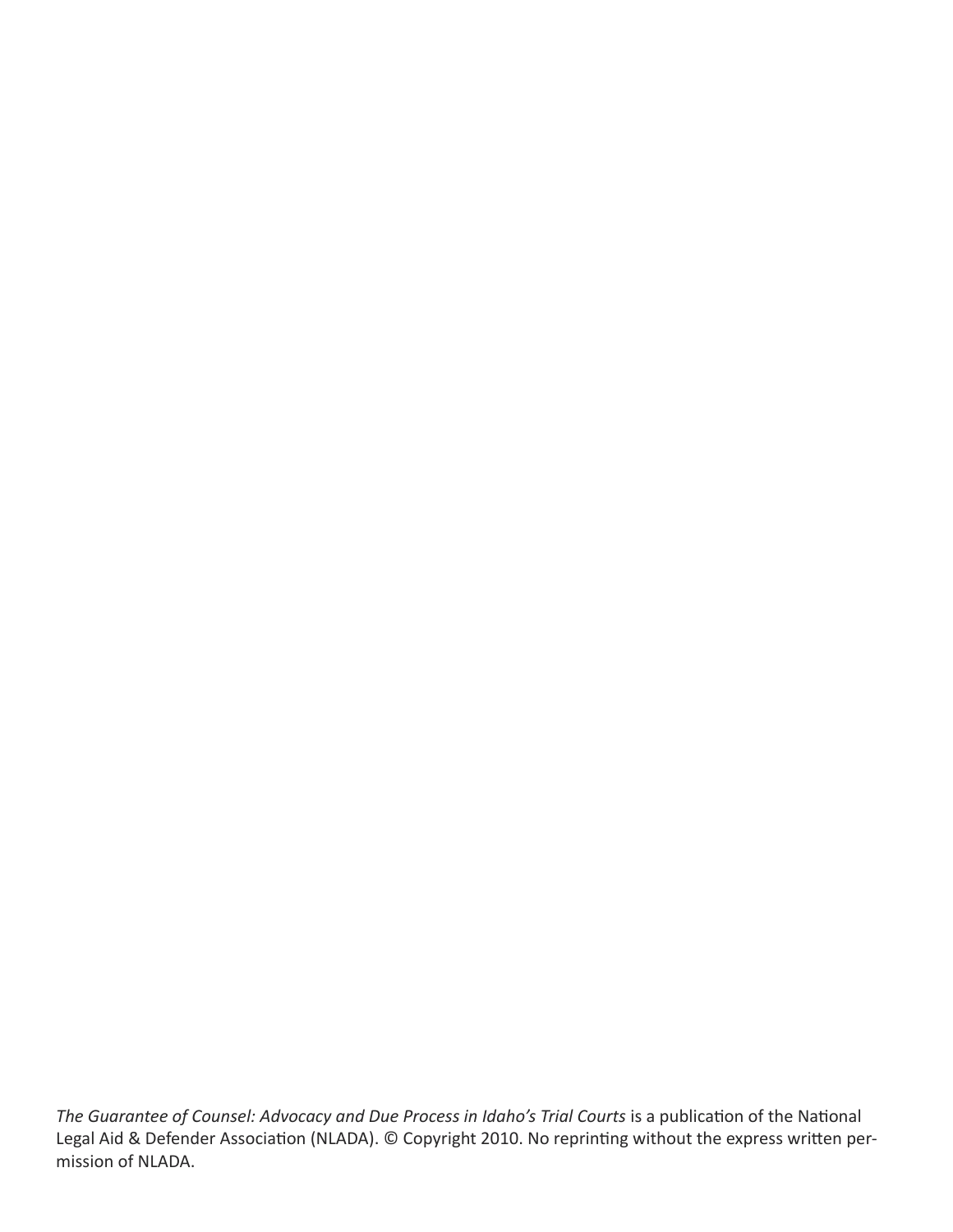*The Guarantee of Counsel: Advocacy and Due Process in Idaho's Trial Courts* is a publication of the National Legal Aid & Defender Association (NLADA). © Copyright 2010. No reprinting without the express written permission of NLADA.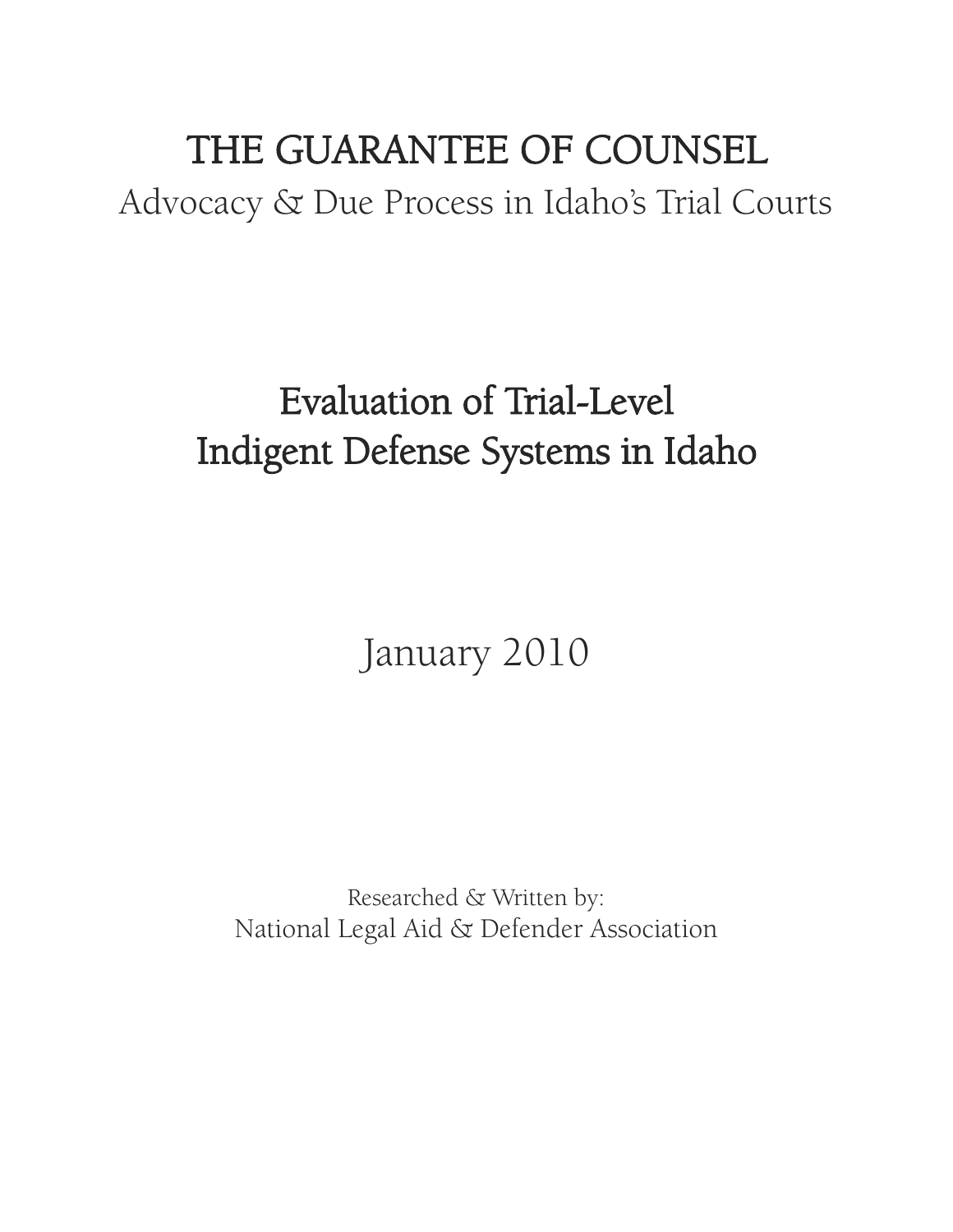# THE GUARANTEE OF COUNSEL

Advocacy & Due Process in Idaho's Trial Courts

## Evaluation of Trial-Level Indigent Defense Systems in Idaho

January 2010

Researched & Written by:
National Legal Aid & Defender Association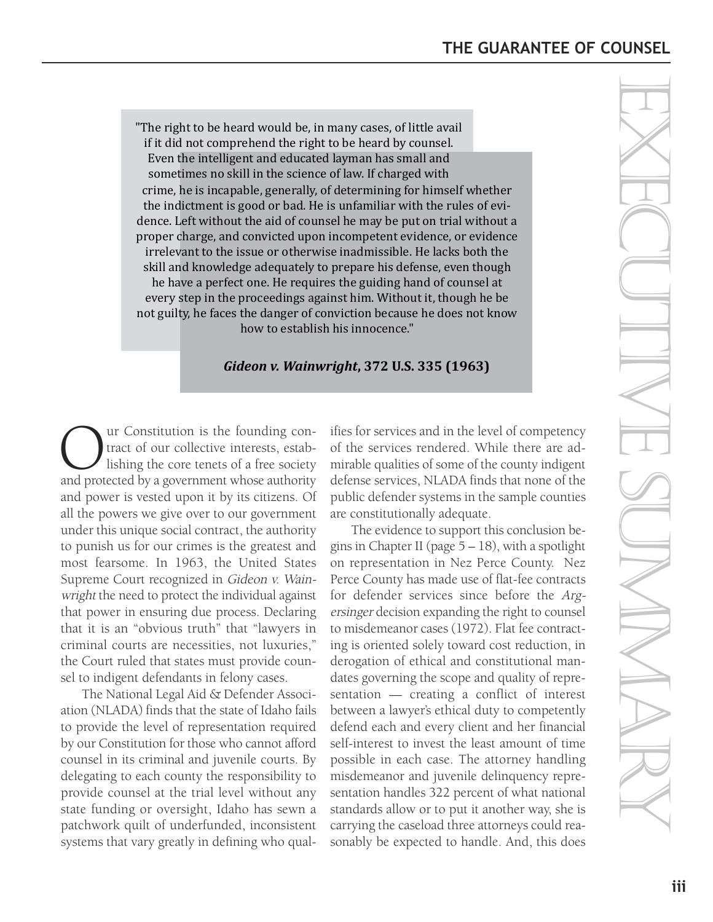# EXECUTIVE SUMMARY

> "The right to be heard would be, in many cases, of little avail if it did not comprehend the right to be heard by counsel. Even the intelligent and educated layman has small and sometimes no skill in the science of law. If charged with crime, he is incapable, generally, of determining for himself whether the indictment is good or bad. He is unfamiliar with the rules of evidence. Left without the aid of counsel he may be put on trial without a proper charge, and convicted upon incompetent evidence, or evidence irrelevant to the issue or otherwise inadmissible. He lacks both the skill and knowledge adequately to prepare his defense, even though he have a perfect one. He requires the guiding hand of counsel at every step in the proceedings against him. Without it, though he be not guilty, he faces the danger of conviction because he does not know how to establish his innocence."
>
> ***Gideon v. Wainwright*, 372 U.S. 335 (1963)**

Our Constitution is the founding contract of our collective interests, establishing the core tenets of a free society and protected by a government whose authority and power is vested upon it by its citizens. Of all the powers we give over to our government under this unique social contract, the authority to punish us for our crimes is the greatest and most fearsome. In 1963, the United States Supreme Court recognized in *Gideon v. Wainwright* the need to protect the individual against that power in ensuring due process. Declaring that it is an "obvious truth" that "lawyers in criminal courts are necessities, not luxuries," the Court ruled that states must provide counsel to indigent defendants in felony cases.

The National Legal Aid & Defender Association (NLADA) finds that the state of Idaho fails to provide the level of representation required by our Constitution for those who cannot afford counsel in its criminal and juvenile courts. By delegating to each county the responsibility to provide counsel at the trial level without any state funding or oversight, Idaho has sewn a patchwork quilt of underfunded, inconsistent systems that vary greatly in defining who qualifies for services and in the level of competency of the services rendered. While there are admirable qualities of some of the county indigent defense services, NLADA finds that none of the public defender systems in the sample counties are constitutionally adequate.

The evidence to support this conclusion begins in Chapter II (page 5 – 18), with a spotlight on representation in Nez Perce County. Nez Perce County has made use of flat-fee contracts for defender services since before the *Argersinger* decision expanding the right to counsel to misdemeanor cases (1972). Flat fee contracting is oriented solely toward cost reduction, in derogation of ethical and constitutional mandates governing the scope and quality of representation — creating a conflict of interest between a lawyer's ethical duty to competently defend each and every client and her financial self-interest to invest the least amount of time possible in each case. The attorney handling misdemeanor and juvenile delinquency representation handles 322 percent of what national standards allow or to put it another way, she is carrying the caseload three attorneys could reasonably be expected to handle. And, this does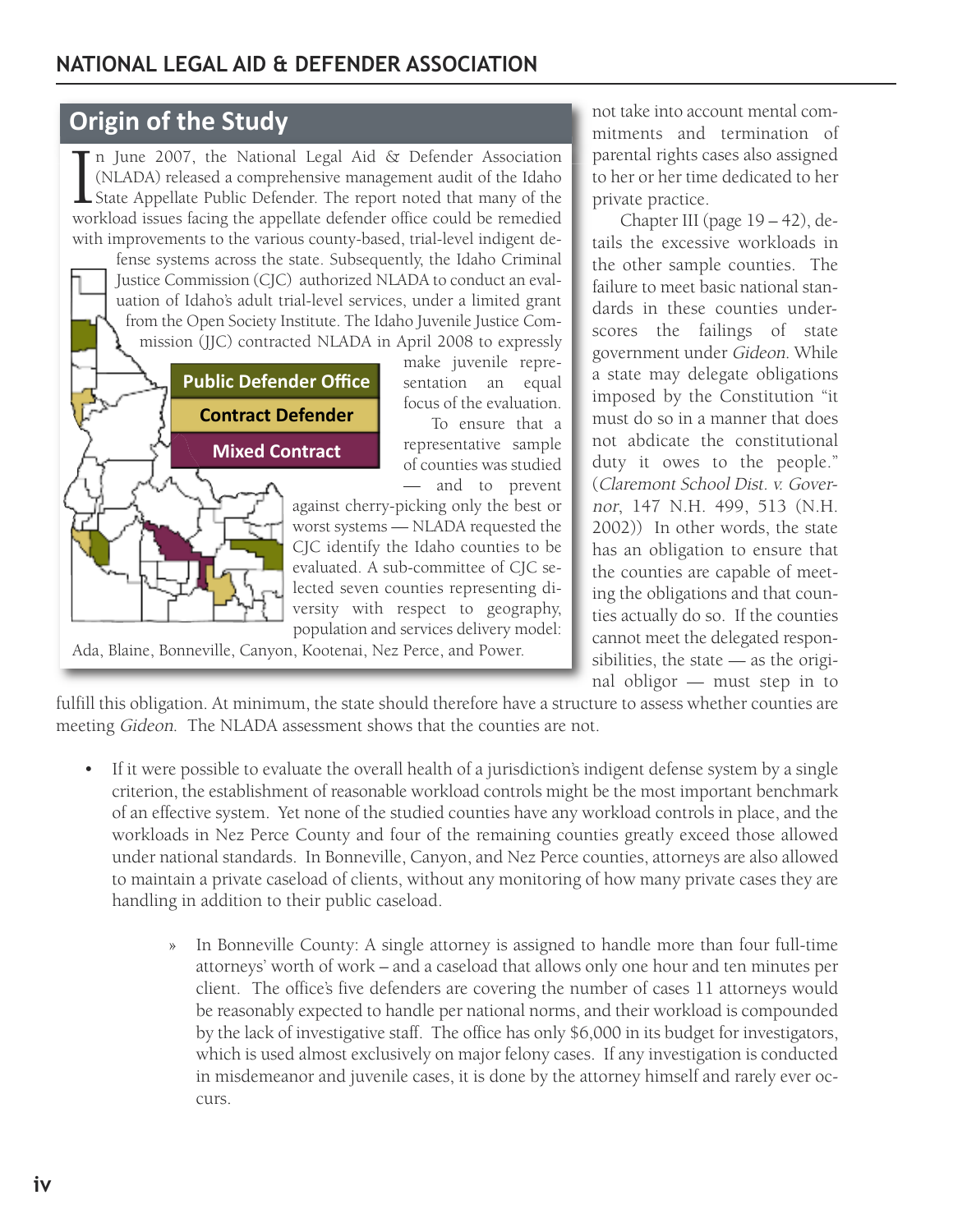## Origin of the Study

In June 2007, the National Legal Aid & Defender Association (NLADA) released a comprehensive management audit of the Idaho State Appellate Public Defender. The report noted that many of the workload issues facing the appellate defender office could be remedied with improvements to the various county-based, trial-level indigent defense systems across the state. Subsequently, the Idaho Criminal Justice Commission (CJC) authorized NLADA to conduct an evaluation of Idaho's adult trial-level services, under a limited grant from the Open Society Institute. The Idaho Juvenile Justice Commission (JJC) contracted NLADA in April 2008 to expressly make juvenile representation an equal focus of the evaluation. To ensure that a representative sample of counties was studied — and to prevent against cherry-picking only the best or worst systems — NLADA requested the CJC identify the Idaho counties to be evaluated. A sub-committee of CJC selected seven counties representing diversity with respect to geography, population and services delivery model: Ada, Blaine, Bonneville, Canyon, Kootenai, Nez Perce, and Power.

Public Defender Office

Contract Defender

Mixed Contract

not take into account mental commitments and termination of parental rights cases also assigned to her or her time dedicated to her private practice.

Chapter III (page 19 – 42), details the excessive workloads in the other sample counties. The failure to meet basic national standards in these counties underscores the failings of state government under *Gideon*. While a state may delegate obligations imposed by the Constitution "it must do so in a manner that does not abdicate the constitutional duty it owes to the people." (*Claremont School Dist. v. Governor*, 147 N.H. 499, 513 (N.H. 2002)) In other words, the state has an obligation to ensure that the counties are capable of meeting the obligations and that counties actually do so. If the counties cannot meet the delegated responsibilities, the state — as the original obligor — must step in to fulfill this obligation. At minimum, the state should therefore have a structure to assess whether counties are meeting *Gideon*. The NLADA assessment shows that the counties are not.

- If it were possible to evaluate the overall health of a jurisdiction's indigent defense system by a single criterion, the establishment of reasonable workload controls might be the most important benchmark of an effective system. Yet none of the studied counties have any workload controls in place, and the workloads in Nez Perce County and four of the remaining counties greatly exceed those allowed under national standards. In Bonneville, Canyon, and Nez Perce counties, attorneys are also allowed to maintain a private caseload of clients, without any monitoring of how many private cases they are handling in addition to their public caseload.
    - » In Bonneville County: A single attorney is assigned to handle more than four full-time attorneys' worth of work – and a caseload that allows only one hour and ten minutes per client. The office's five defenders are covering the number of cases 11 attorneys would be reasonably expected to handle per national norms, and their workload is compounded by the lack of investigative staff. The office has only $6,000 in its budget for investigators, which is used almost exclusively on major felony cases. If any investigation is conducted in misdemeanor and juvenile cases, it is done by the attorney himself and rarely ever occurs.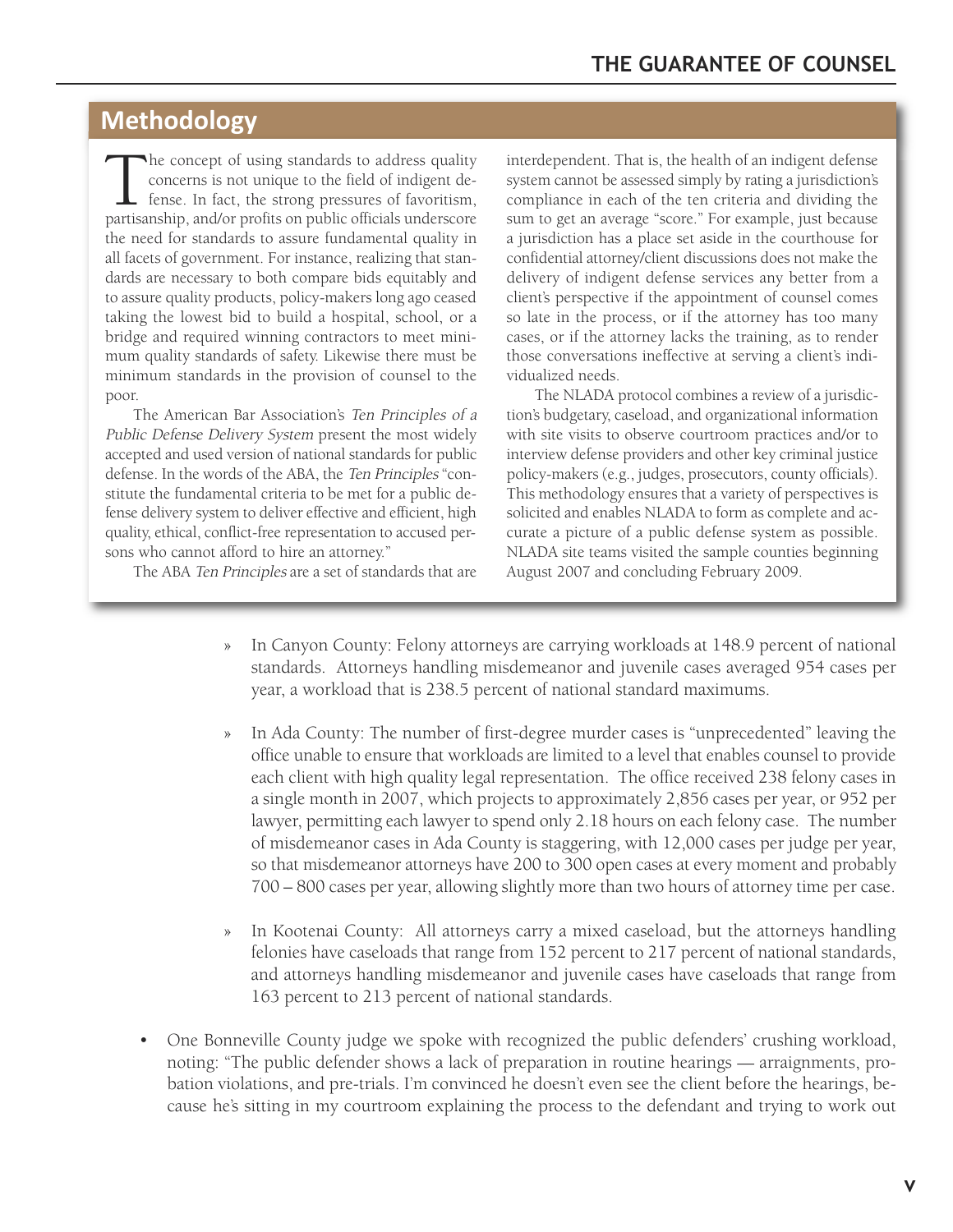## Methodology

The concept of using standards to address quality concerns is not unique to the field of indigent defense. In fact, the strong pressures of favoritism, partisanship, and/or profits on public officials underscore the need for standards to assure fundamental quality in all facets of government. For instance, realizing that standards are necessary to both compare bids equitably and to assure quality products, policy-makers long ago ceased taking the lowest bid to build a hospital, school, or a bridge and required winning contractors to meet minimum quality standards of safety. Likewise there must be minimum standards in the provision of counsel to the poor.

The American Bar Association's *Ten Principles of a Public Defense Delivery System* present the most widely accepted and used version of national standards for public defense. In the words of the ABA, the *Ten Principles* "constitute the fundamental criteria to be met for a public defense delivery system to deliver effective and efficient, high quality, ethical, conflict-free representation to accused persons who cannot afford to hire an attorney."

The ABA *Ten Principles* are a set of standards that are interdependent. That is, the health of an indigent defense system cannot be assessed simply by rating a jurisdiction's compliance in each of the ten criteria and dividing the sum to get an average "score." For example, just because a jurisdiction has a place set aside in the courthouse for confidential attorney/client discussions does not make the delivery of indigent defense services any better from a client's perspective if the appointment of counsel comes so late in the process, or if the attorney has too many cases, or if the attorney lacks the training, as to render those conversations ineffective at serving a client's individualized needs.

The NLADA protocol combines a review of a jurisdiction's budgetary, caseload, and organizational information with site visits to observe courtroom practices and/or to interview defense providers and other key criminal justice policy-makers (e.g., judges, prosecutors, county officials). This methodology ensures that a variety of perspectives is solicited and enables NLADA to form as complete and accurate a picture of a public defense system as possible. NLADA site teams visited the sample counties beginning August 2007 and concluding February 2009.

- In Canyon County: Felony attorneys are carrying workloads at 148.9 percent of national standards. Attorneys handling misdemeanor and juvenile cases averaged 954 cases per year, a workload that is 238.5 percent of national standard maximums.

- In Ada County: The number of first-degree murder cases is "unprecedented" leaving the office unable to ensure that workloads are limited to a level that enables counsel to provide each client with high quality legal representation. The office received 238 felony cases in a single month in 2007, which projects to approximately 2,856 cases per year, or 952 per lawyer, permitting each lawyer to spend only 2.18 hours on each felony case. The number of misdemeanor cases in Ada County is staggering, with 12,000 cases per judge per year, so that misdemeanor attorneys have 200 to 300 open cases at every moment and probably 700 – 800 cases per year, allowing slightly more than two hours of attorney time per case.

- In Kootenai County: All attorneys carry a mixed caseload, but the attorneys handling felonies have caseloads that range from 152 percent to 217 percent of national standards, and attorneys handling misdemeanor and juvenile cases have caseloads that range from 163 percent to 213 percent of national standards.

- One Bonneville County judge we spoke with recognized the public defenders' crushing workload, noting: "The public defender shows a lack of preparation in routine hearings — arraignments, probation violations, and pre-trials. I'm convinced he doesn't even see the client before the hearings, because he's sitting in my courtroom explaining the process to the defendant and trying to work out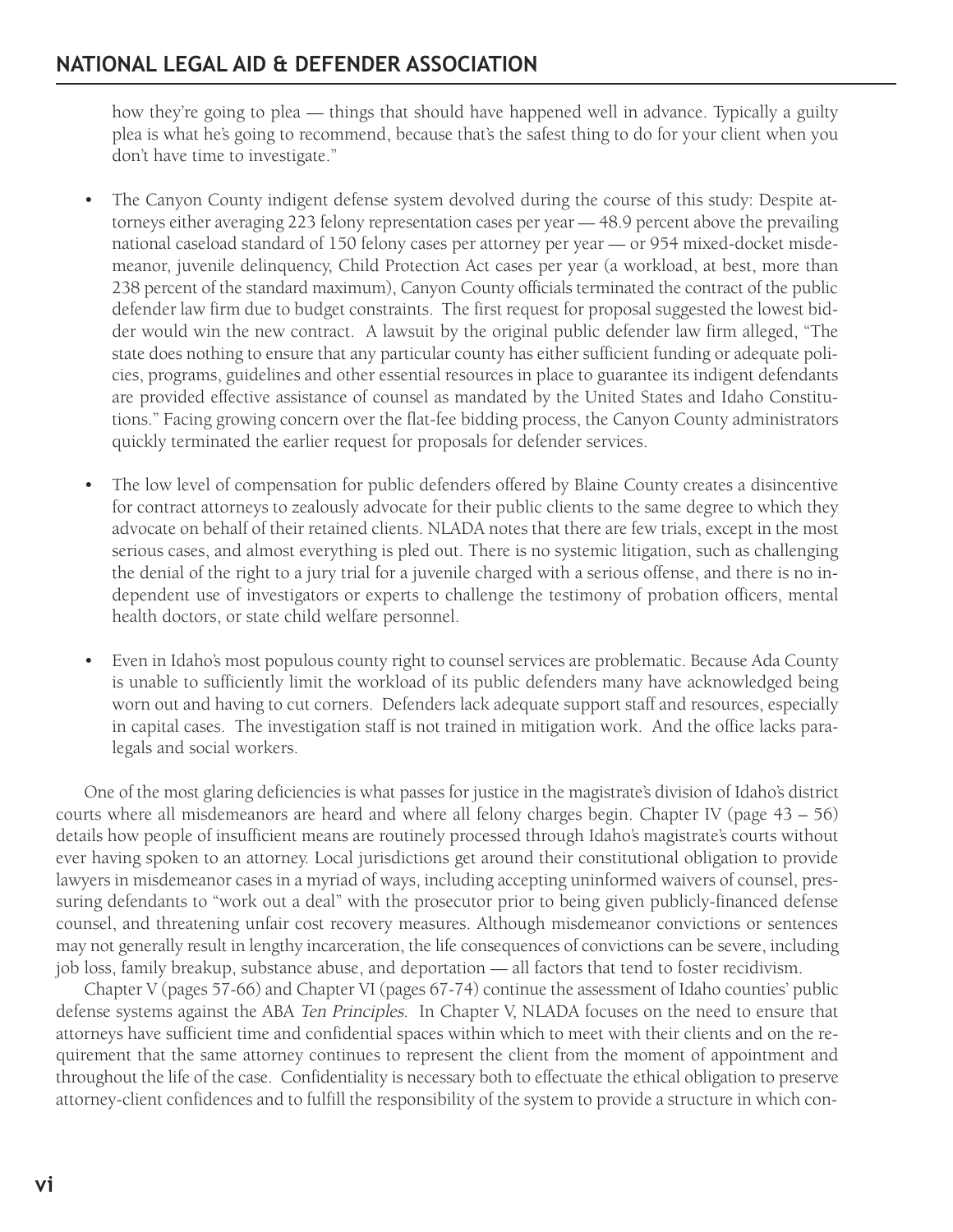how they're going to plea — things that should have happened well in advance. Typically a guilty plea is what he's going to recommend, because that's the safest thing to do for your client when you don't have time to investigate."

- The Canyon County indigent defense system devolved during the course of this study: Despite attorneys either averaging 223 felony representation cases per year — 48.9 percent above the prevailing national caseload standard of 150 felony cases per attorney per year — or 954 mixed-docket misdemeanor, juvenile delinquency, Child Protection Act cases per year (a workload, at best, more than 238 percent of the standard maximum), Canyon County officials terminated the contract of the public defender law firm due to budget constraints. The first request for proposal suggested the lowest bidder would win the new contract. A lawsuit by the original public defender law firm alleged, "The state does nothing to ensure that any particular county has either sufficient funding or adequate policies, programs, guidelines and other essential resources in place to guarantee its indigent defendants are provided effective assistance of counsel as mandated by the United States and Idaho Constitutions." Facing growing concern over the flat-fee bidding process, the Canyon County administrators quickly terminated the earlier request for proposals for defender services.

- The low level of compensation for public defenders offered by Blaine County creates a disincentive for contract attorneys to zealously advocate for their public clients to the same degree to which they advocate on behalf of their retained clients. NLADA notes that there are few trials, except in the most serious cases, and almost everything is pled out. There is no systemic litigation, such as challenging the denial of the right to a jury trial for a juvenile charged with a serious offense, and there is no independent use of investigators or experts to challenge the testimony of probation officers, mental health doctors, or state child welfare personnel.

- Even in Idaho's most populous county right to counsel services are problematic. Because Ada County is unable to sufficiently limit the workload of its public defenders many have acknowledged being worn out and having to cut corners. Defenders lack adequate support staff and resources, especially in capital cases. The investigation staff is not trained in mitigation work. And the office lacks paralegals and social workers.

One of the most glaring deficiencies is what passes for justice in the magistrate's division of Idaho's district courts where all misdemeanors are heard and where all felony charges begin. Chapter IV (page 43 – 56) details how people of insufficient means are routinely processed through Idaho's magistrate's courts without ever having spoken to an attorney. Local jurisdictions get around their constitutional obligation to provide lawyers in misdemeanor cases in a myriad of ways, including accepting uninformed waivers of counsel, pressuring defendants to "work out a deal" with the prosecutor prior to being given publicly-financed defense counsel, and threatening unfair cost recovery measures. Although misdemeanor convictions or sentences may not generally result in lengthy incarceration, the life consequences of convictions can be severe, including job loss, family breakup, substance abuse, and deportation — all factors that tend to foster recidivism.

Chapter V (pages 57-66) and Chapter VI (pages 67-74) continue the assessment of Idaho counties' public defense systems against the ABA *Ten Principles*. In Chapter V, NLADA focuses on the need to ensure that attorneys have sufficient time and confidential spaces within which to meet with their clients and on the requirement that the same attorney continues to represent the client from the moment of appointment and throughout the life of the case. Confidentiality is necessary both to effectuate the ethical obligation to preserve attorney-client confidences and to fulfill the responsibility of the system to provide a structure in which con-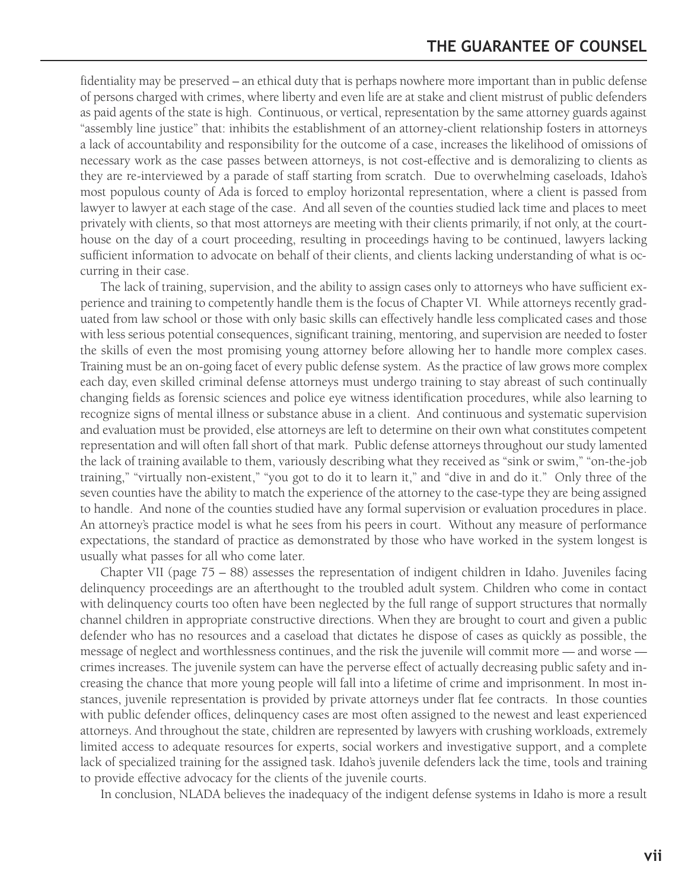fidentiality may be preserved – an ethical duty that is perhaps nowhere more important than in public defense of persons charged with crimes, where liberty and even life are at stake and client mistrust of public defenders as paid agents of the state is high. Continuous, or vertical, representation by the same attorney guards against "assembly line justice" that: inhibits the establishment of an attorney-client relationship fosters in attorneys a lack of accountability and responsibility for the outcome of a case, increases the likelihood of omissions of necessary work as the case passes between attorneys, is not cost-effective and is demoralizing to clients as they are re-interviewed by a parade of staff starting from scratch. Due to overwhelming caseloads, Idaho's most populous county of Ada is forced to employ horizontal representation, where a client is passed from lawyer to lawyer at each stage of the case. And all seven of the counties studied lack time and places to meet privately with clients, so that most attorneys are meeting with their clients primarily, if not only, at the courthouse on the day of a court proceeding, resulting in proceedings having to be continued, lawyers lacking sufficient information to advocate on behalf of their clients, and clients lacking understanding of what is occurring in their case.

The lack of training, supervision, and the ability to assign cases only to attorneys who have sufficient experience and training to competently handle them is the focus of Chapter VI. While attorneys recently graduated from law school or those with only basic skills can effectively handle less complicated cases and those with less serious potential consequences, significant training, mentoring, and supervision are needed to foster the skills of even the most promising young attorney before allowing her to handle more complex cases. Training must be an on-going facet of every public defense system. As the practice of law grows more complex each day, even skilled criminal defense attorneys must undergo training to stay abreast of such continually changing fields as forensic sciences and police eye witness identification procedures, while also learning to recognize signs of mental illness or substance abuse in a client. And continuous and systematic supervision and evaluation must be provided, else attorneys are left to determine on their own what constitutes competent representation and will often fall short of that mark. Public defense attorneys throughout our study lamented the lack of training available to them, variously describing what they received as "sink or swim," "on-the-job training," "virtually non-existent," "you got to do it to learn it," and "dive in and do it." Only three of the seven counties have the ability to match the experience of the attorney to the case-type they are being assigned to handle. And none of the counties studied have any formal supervision or evaluation procedures in place. An attorney's practice model is what he sees from his peers in court. Without any measure of performance expectations, the standard of practice as demonstrated by those who have worked in the system longest is usually what passes for all who come later.

Chapter VII (page 75 – 88) assesses the representation of indigent children in Idaho. Juveniles facing delinquency proceedings are an afterthought to the troubled adult system. Children who come in contact with delinquency courts too often have been neglected by the full range of support structures that normally channel children in appropriate constructive directions. When they are brought to court and given a public defender who has no resources and a caseload that dictates he dispose of cases as quickly as possible, the message of neglect and worthlessness continues, and the risk the juvenile will commit more — and worse — crimes increases. The juvenile system can have the perverse effect of actually decreasing public safety and increasing the chance that more young people will fall into a lifetime of crime and imprisonment. In most instances, juvenile representation is provided by private attorneys under flat fee contracts. In those counties with public defender offices, delinquency cases are most often assigned to the newest and least experienced attorneys. And throughout the state, children are represented by lawyers with crushing workloads, extremely limited access to adequate resources for experts, social workers and investigative support, and a complete lack of specialized training for the assigned task. Idaho's juvenile defenders lack the time, tools and training to provide effective advocacy for the clients of the juvenile courts.

In conclusion, NLADA believes the inadequacy of the indigent defense systems in Idaho is more a result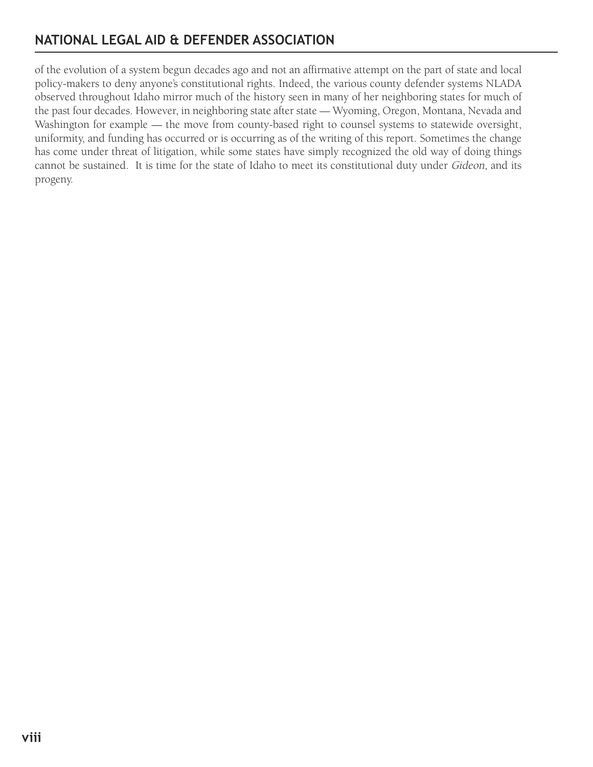of the evolution of a system begun decades ago and not an affirmative attempt on the part of state and local policy-makers to deny anyone's constitutional rights. Indeed, the various county defender systems NLADA observed throughout Idaho mirror much of the history seen in many of her neighboring states for much of the past four decades. However, in neighboring state after state — Wyoming, Oregon, Montana, Nevada and Washington for example — the move from county-based right to counsel systems to statewide oversight, uniformity, and funding has occurred or is occurring as of the writing of this report. Sometimes the change has come under threat of litigation, while some states have simply recognized the old way of doing things cannot be sustained. It is time for the state of Idaho to meet its constitutional duty under *Gideon*, and its progeny.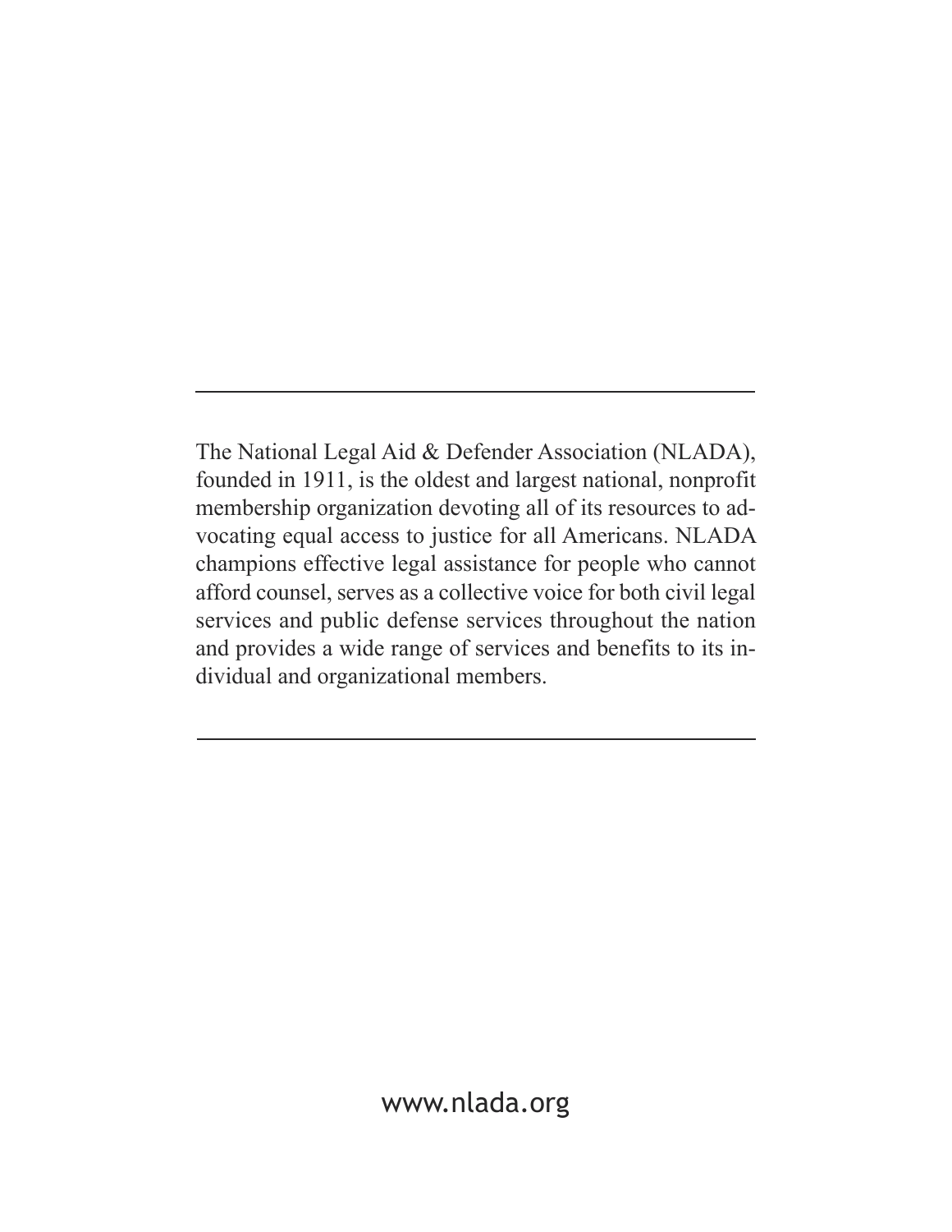---

The National Legal Aid & Defender Association (NLADA), founded in 1911, is the oldest and largest national, nonprofit membership organization devoting all of its resources to advocating equal access to justice for all Americans. NLADA champions effective legal assistance for people who cannot afford counsel, serves as a collective voice for both civil legal services and public defense services throughout the nation and provides a wide range of services and benefits to its individual and organizational members.

---

www.nlada.org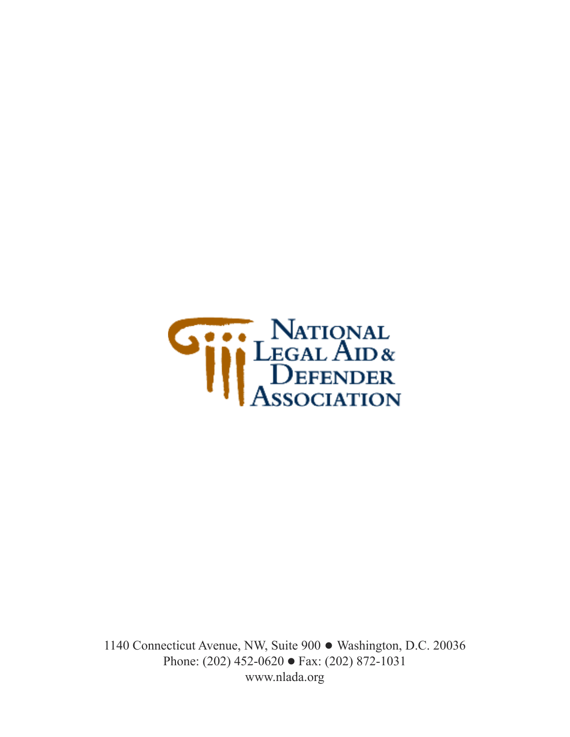National Legal Aid & Defender Association

1140 Connecticut Avenue, NW, Suite 900 ● Washington, D.C. 20036
Phone: (202) 452-0620 ● Fax: (202) 872-1031
www.nlada.org